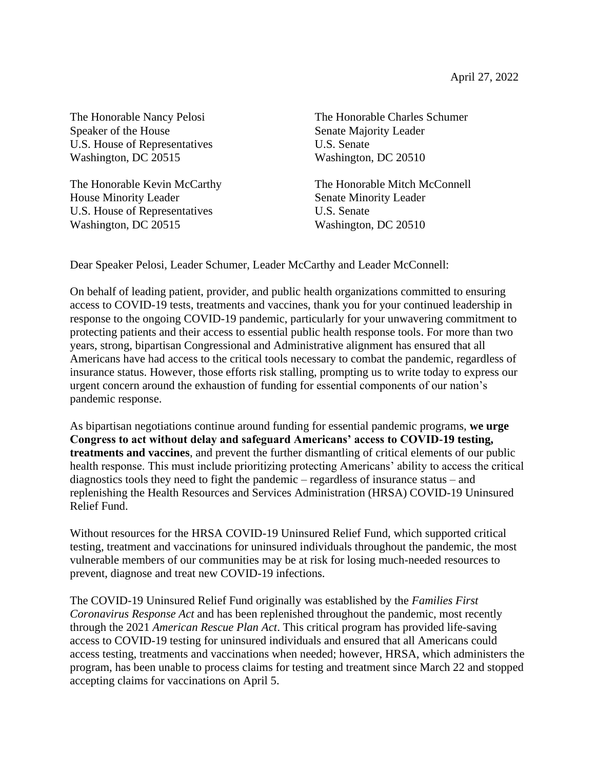April 27, 2022

The Honorable Nancy Pelosi
Speaker of the House
U.S. House of Representatives
Washington, DC 20515

The Honorable Charles Schumer
Senate Majority Leader
U.S. Senate
Washington, DC 20510

The Honorable Kevin McCarthy
House Minority Leader
U.S. House of Representatives
Washington, DC 20515

The Honorable Mitch McConnell
Senate Minority Leader
U.S. Senate
Washington, DC 20510

Dear Speaker Pelosi, Leader Schumer, Leader McCarthy and Leader McConnell:

On behalf of leading patient, provider, and public health organizations committed to ensuring access to COVID-19 tests, treatments and vaccines, thank you for your continued leadership in response to the ongoing COVID-19 pandemic, particularly for your unwavering commitment to protecting patients and their access to essential public health response tools. For more than two years, strong, bipartisan Congressional and Administrative alignment has ensured that all Americans have had access to the critical tools necessary to combat the pandemic, regardless of insurance status. However, those efforts risk stalling, prompting us to write today to express our urgent concern around the exhaustion of funding for essential components of our nation's pandemic response.

As bipartisan negotiations continue around funding for essential pandemic programs, **we urge Congress to act without delay and safeguard Americans' access to COVID-19 testing, treatments and vaccines**, and prevent the further dismantling of critical elements of our public health response. This must include prioritizing protecting Americans' ability to access the critical diagnostics tools they need to fight the pandemic – regardless of insurance status – and replenishing the Health Resources and Services Administration (HRSA) COVID-19 Uninsured Relief Fund.

Without resources for the HRSA COVID-19 Uninsured Relief Fund, which supported critical testing, treatment and vaccinations for uninsured individuals throughout the pandemic, the most vulnerable members of our communities may be at risk for losing much-needed resources to prevent, diagnose and treat new COVID-19 infections.

The COVID-19 Uninsured Relief Fund originally was established by the *Families First Coronavirus Response Act* and has been replenished throughout the pandemic, most recently through the 2021 *American Rescue Plan Act*. This critical program has provided life-saving access to COVID-19 testing for uninsured individuals and ensured that all Americans could access testing, treatments and vaccinations when needed; however, HRSA, which administers the program, has been unable to process claims for testing and treatment since March 22 and stopped accepting claims for vaccinations on April 5.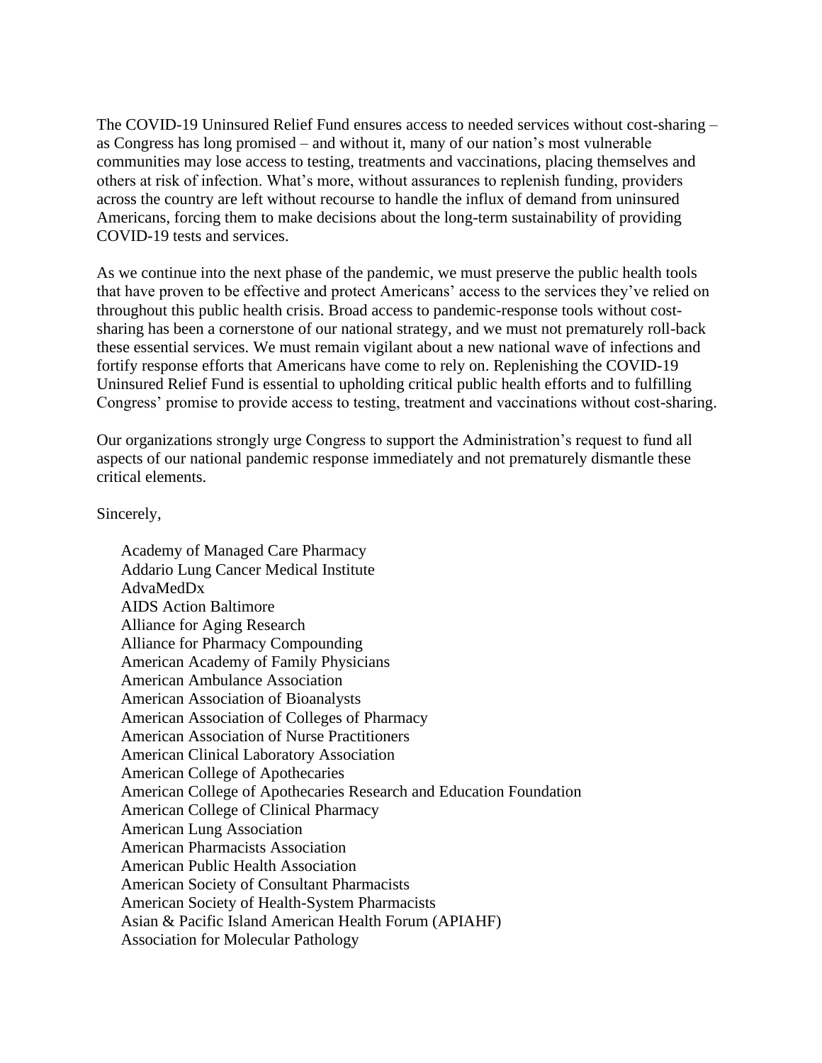The COVID-19 Uninsured Relief Fund ensures access to needed services without cost-sharing – as Congress has long promised – and without it, many of our nation's most vulnerable communities may lose access to testing, treatments and vaccinations, placing themselves and others at risk of infection. What's more, without assurances to replenish funding, providers across the country are left without recourse to handle the influx of demand from uninsured Americans, forcing them to make decisions about the long-term sustainability of providing COVID-19 tests and services.

As we continue into the next phase of the pandemic, we must preserve the public health tools that have proven to be effective and protect Americans' access to the services they've relied on throughout this public health crisis. Broad access to pandemic-response tools without cost-sharing has been a cornerstone of our national strategy, and we must not prematurely roll-back these essential services. We must remain vigilant about a new national wave of infections and fortify response efforts that Americans have come to rely on. Replenishing the COVID-19 Uninsured Relief Fund is essential to upholding critical public health efforts and to fulfilling Congress' promise to provide access to testing, treatment and vaccinations without cost-sharing.

Our organizations strongly urge Congress to support the Administration's request to fund all aspects of our national pandemic response immediately and not prematurely dismantle these critical elements.

Sincerely,

Academy of Managed Care Pharmacy
Addario Lung Cancer Medical Institute
AdvaMedDx
AIDS Action Baltimore
Alliance for Aging Research
Alliance for Pharmacy Compounding
American Academy of Family Physicians
American Ambulance Association
American Association of Bioanalysts
American Association of Colleges of Pharmacy
American Association of Nurse Practitioners
American Clinical Laboratory Association
American College of Apothecaries
American College of Apothecaries Research and Education Foundation
American College of Clinical Pharmacy
American Lung Association
American Pharmacists Association
American Public Health Association
American Society of Consultant Pharmacists
American Society of Health-System Pharmacists
Asian & Pacific Island American Health Forum (APIAHF)
Association for Molecular Pathology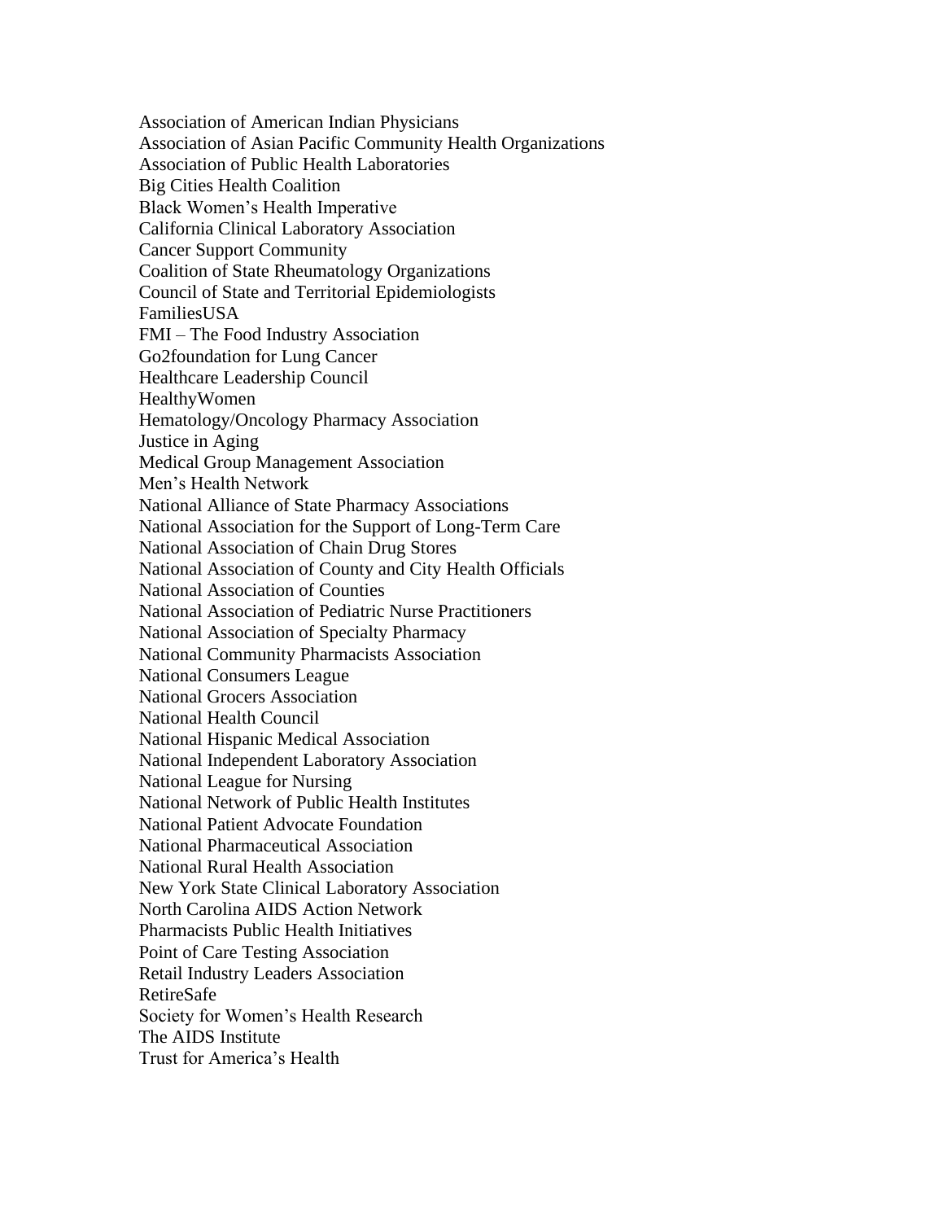Association of American Indian Physicians
Association of Asian Pacific Community Health Organizations
Association of Public Health Laboratories
Big Cities Health Coalition
Black Women's Health Imperative
California Clinical Laboratory Association
Cancer Support Community
Coalition of State Rheumatology Organizations
Council of State and Territorial Epidemiologists
FamiliesUSA
FMI – The Food Industry Association
Go2foundation for Lung Cancer
Healthcare Leadership Council
HealthyWomen
Hematology/Oncology Pharmacy Association
Justice in Aging
Medical Group Management Association
Men's Health Network
National Alliance of State Pharmacy Associations
National Association for the Support of Long-Term Care
National Association of Chain Drug Stores
National Association of County and City Health Officials
National Association of Counties
National Association of Pediatric Nurse Practitioners
National Association of Specialty Pharmacy
National Community Pharmacists Association
National Consumers League
National Grocers Association
National Health Council
National Hispanic Medical Association
National Independent Laboratory Association
National League for Nursing
National Network of Public Health Institutes
National Patient Advocate Foundation
National Pharmaceutical Association
National Rural Health Association
New York State Clinical Laboratory Association
North Carolina AIDS Action Network
Pharmacists Public Health Initiatives
Point of Care Testing Association
Retail Industry Leaders Association
RetireSafe
Society for Women's Health Research
The AIDS Institute
Trust for America's Health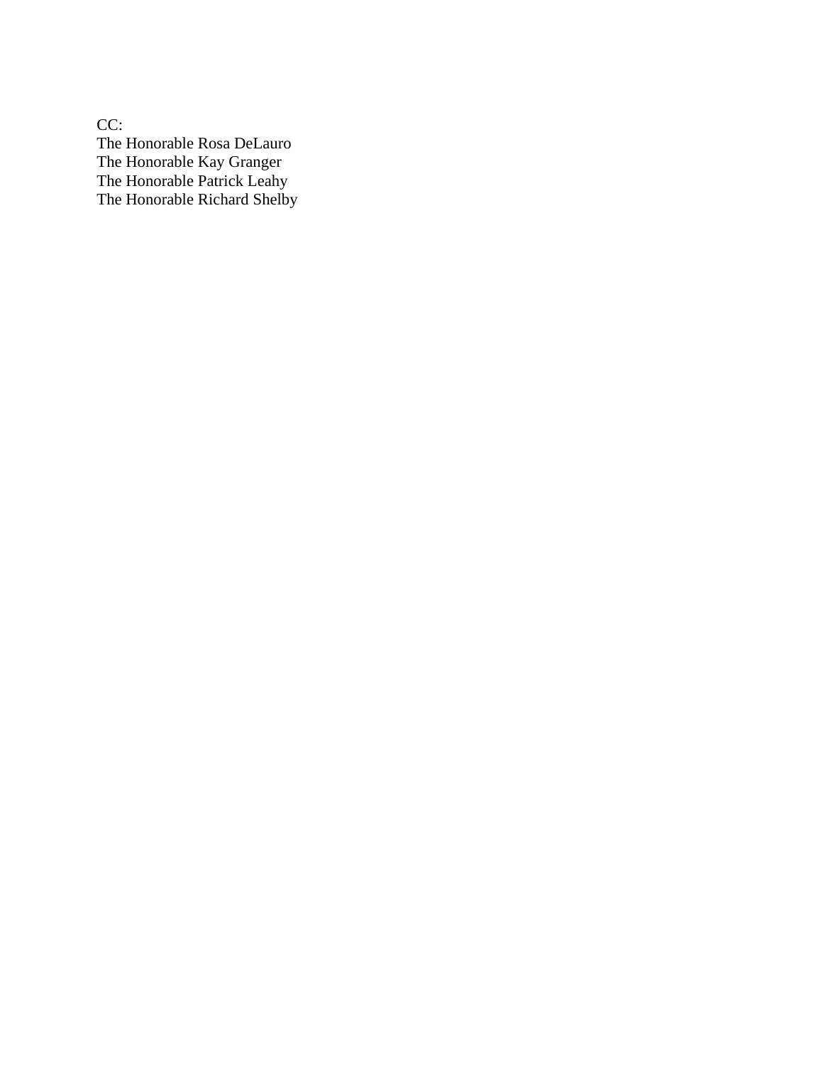CC:
The Honorable Rosa DeLauro
The Honorable Kay Granger
The Honorable Patrick Leahy
The Honorable Richard Shelby